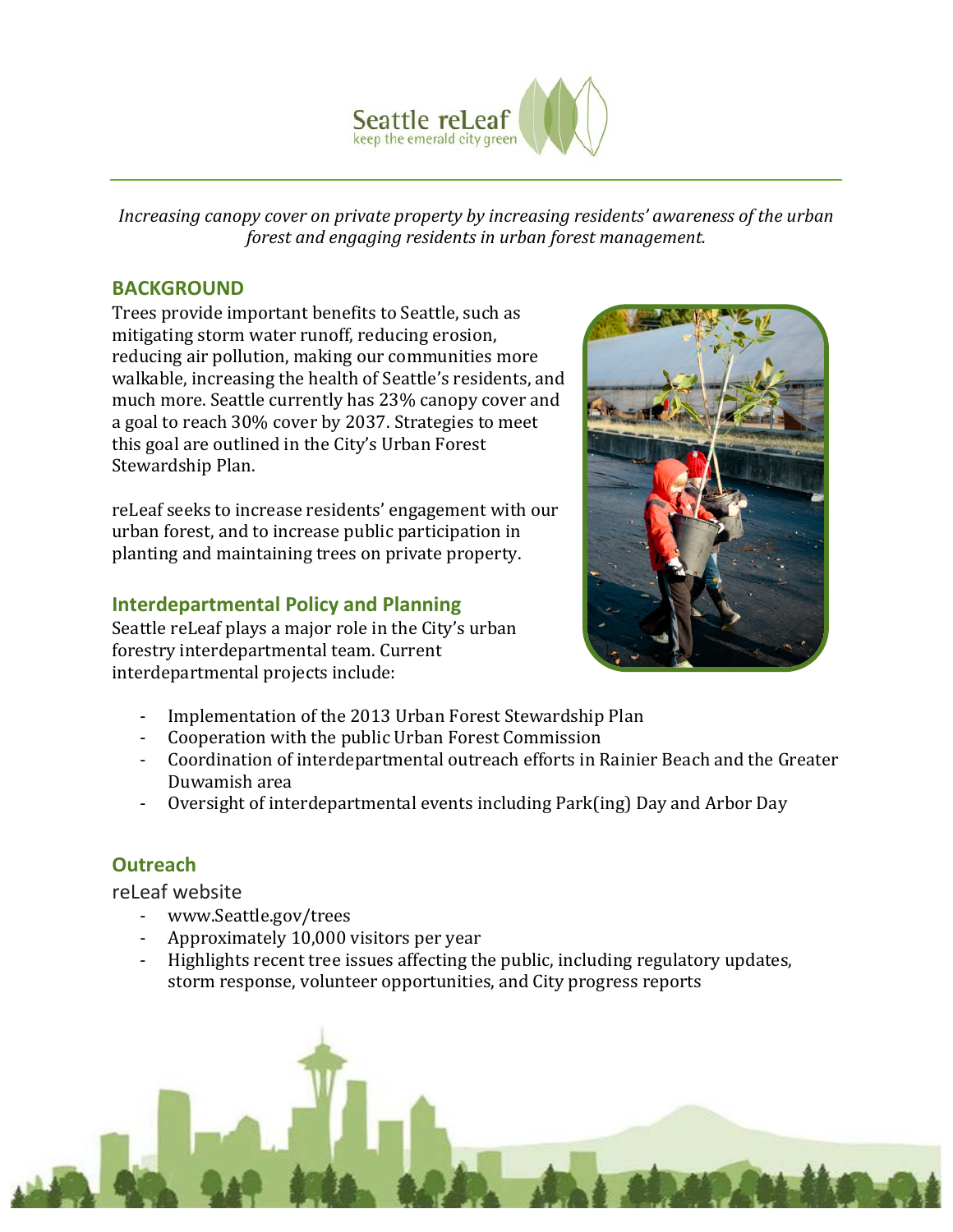Seattle reLeaf
keep the emerald city green

*Increasing canopy cover on private property by increasing residents' awareness of the urban forest and engaging residents in urban forest management.*

## BACKGROUND

Trees provide important benefits to Seattle, such as mitigating storm water runoff, reducing erosion, reducing air pollution, making our communities more walkable, increasing the health of Seattle's residents, and much more. Seattle currently has 23% canopy cover and a goal to reach 30% cover by 2037. Strategies to meet this goal are outlined in the City's Urban Forest Stewardship Plan.

reLeaf seeks to increase residents' engagement with our urban forest, and to increase public participation in planting and maintaining trees on private property.

### Interdepartmental Policy and Planning

Seattle reLeaf plays a major role in the City's urban forestry interdepartmental team. Current interdepartmental projects include:

- Implementation of the 2013 Urban Forest Stewardship Plan
- Cooperation with the public Urban Forest Commission
- Coordination of interdepartmental outreach efforts in Rainier Beach and the Greater Duwamish area
- Oversight of interdepartmental events including Park(ing) Day and Arbor Day

### Outreach

reLeaf website

- www.Seattle.gov/trees
- Approximately 10,000 visitors per year
- Highlights recent tree issues affecting the public, including regulatory updates, storm response, volunteer opportunities, and City progress reports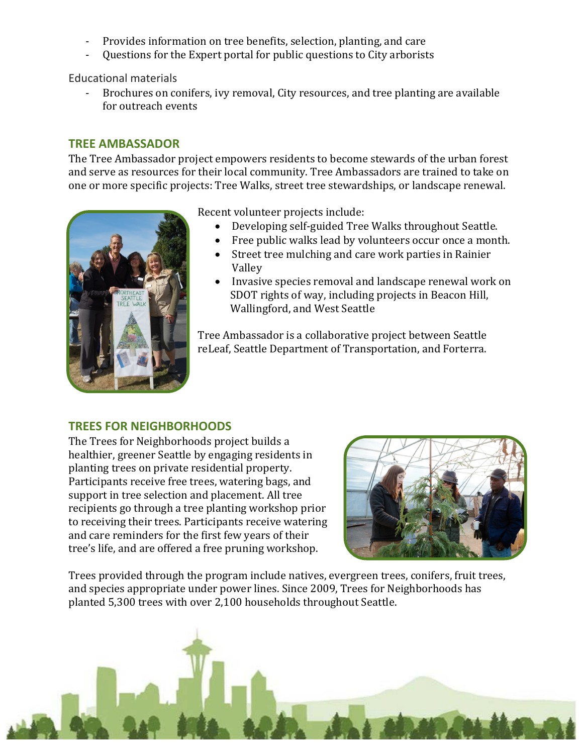- Provides information on tree benefits, selection, planting, and care
- Questions for the Expert portal for public questions to City arborists

Educational materials

- Brochures on conifers, ivy removal, City resources, and tree planting are available for outreach events

## TREE AMBASSADOR

The Tree Ambassador project empowers residents to become stewards of the urban forest and serve as resources for their local community. Tree Ambassadors are trained to take on one or more specific projects: Tree Walks, street tree stewardships, or landscape renewal.

Recent volunteer projects include:

- Developing self-guided Tree Walks throughout Seattle.
- Free public walks lead by volunteers occur once a month.
- Street tree mulching and care work parties in Rainier Valley
- Invasive species removal and landscape renewal work on SDOT rights of way, including projects in Beacon Hill, Wallingford, and West Seattle

Tree Ambassador is a collaborative project between Seattle reLeaf, Seattle Department of Transportation, and Forterra.

## TREES FOR NEIGHBORHOODS

The Trees for Neighborhoods project builds a healthier, greener Seattle by engaging residents in planting trees on private residential property. Participants receive free trees, watering bags, and support in tree selection and placement. All tree recipients go through a tree planting workshop prior to receiving their trees. Participants receive watering and care reminders for the first few years of their tree's life, and are offered a free pruning workshop.

Trees provided through the program include natives, evergreen trees, conifers, fruit trees, and species appropriate under power lines. Since 2009, Trees for Neighborhoods has planted 5,300 trees with over 2,100 households throughout Seattle.